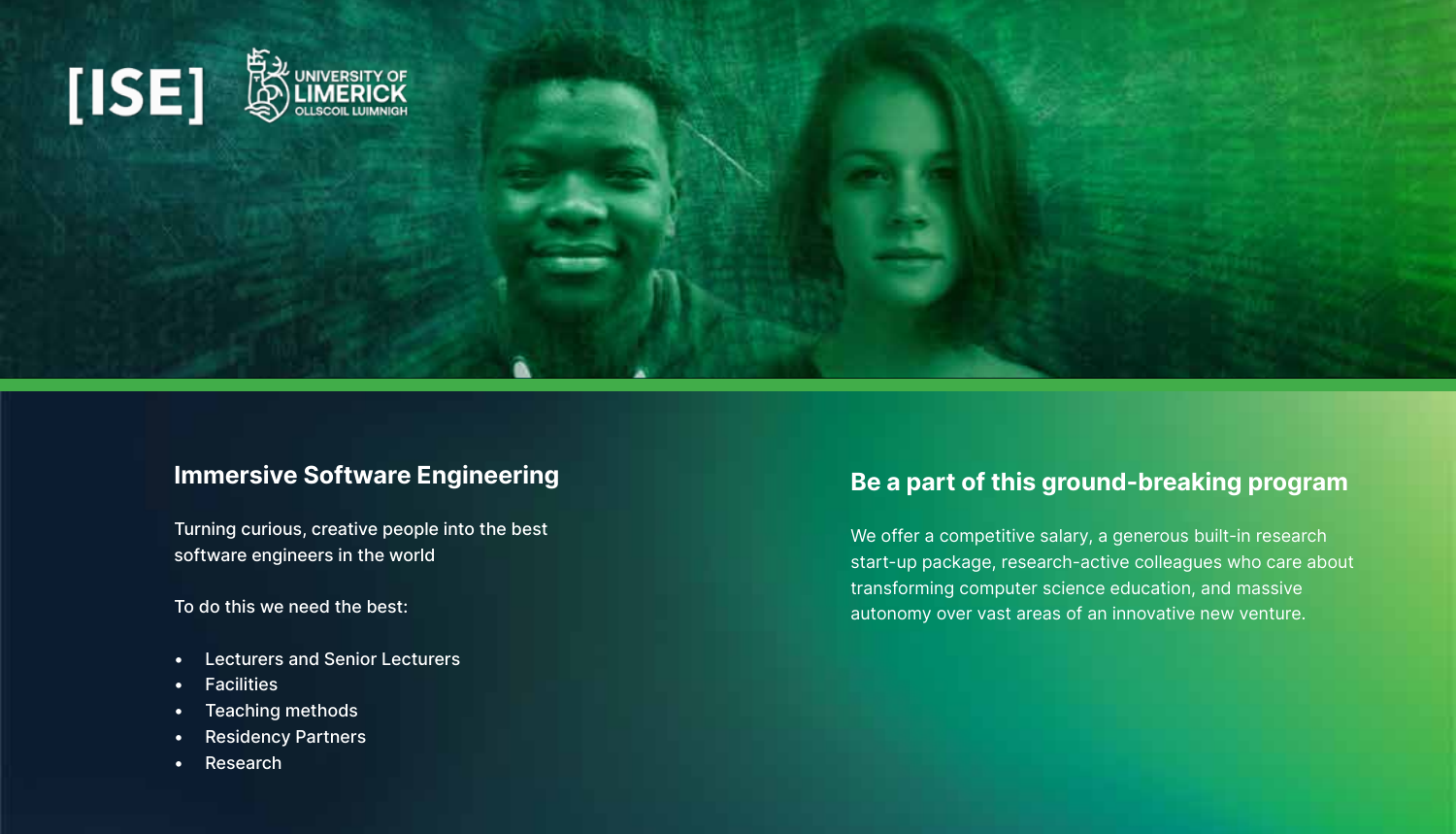[ISE] UNIVERSITY OF LIMERICK OLLSCOIL LUIMNIGH

## Immersive Software Engineering

Turning curious, creative people into the best software engineers in the world

To do this we need the best:

- Lecturers and Senior Lecturers
- Facilities
- Teaching methods
- Residency Partners
- Research

## Be a part of this ground-breaking program

We offer a competitive salary, a generous built-in research start-up package, research-active colleagues who care about transforming computer science education, and massive autonomy over vast areas of an innovative new venture.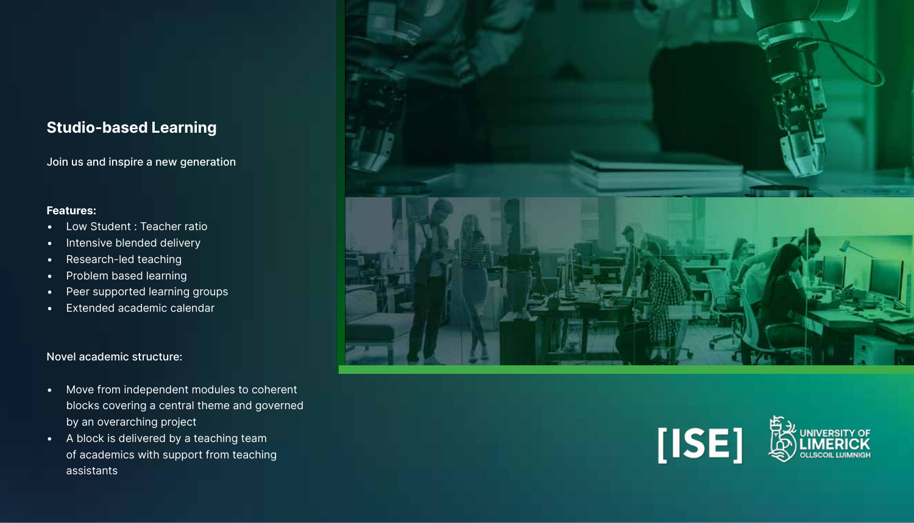## Studio-based Learning

Join us and inspire a new generation

**Features:**

- Low Student : Teacher ratio
- Intensive blended delivery
- Research-led teaching
- Problem based learning
- Peer supported learning groups
- Extended academic calendar

Novel academic structure:

- Move from independent modules to coherent blocks covering a central theme and governed by an overarching project
- A block is delivered by a teaching team of academics with support from teaching assistants

[ISE]

UNIVERSITY OF LIMERICK
OLLSCOIL LUIMNIGH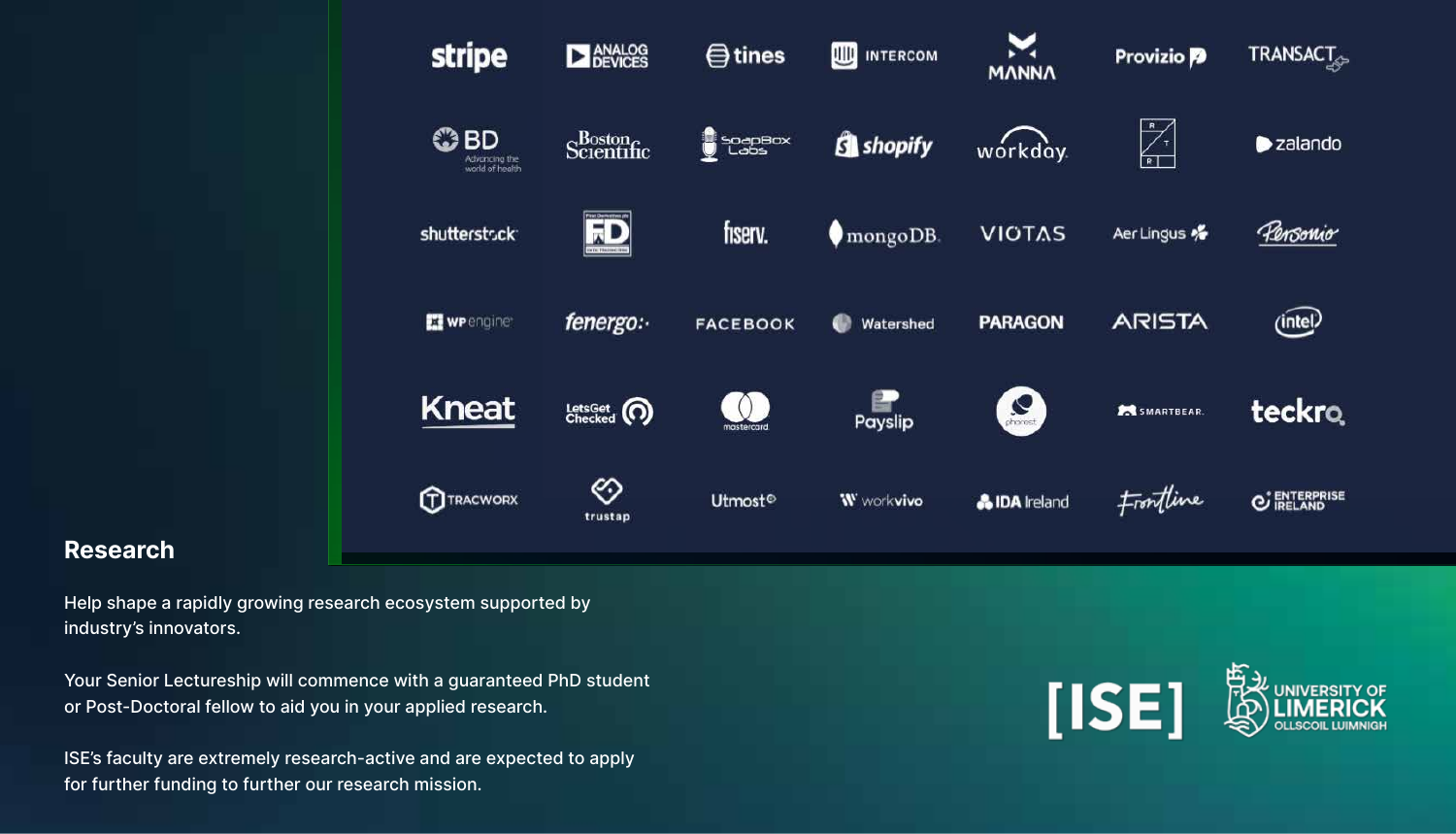## Research

Help shape a rapidly growing research ecosystem supported by industry's innovators.

Your Senior Lectureship will commence with a guaranteed PhD student or Post-Doctoral fellow to aid you in your applied research.

ISE's faculty are extremely research-active and are expected to apply for further funding to further our research mission.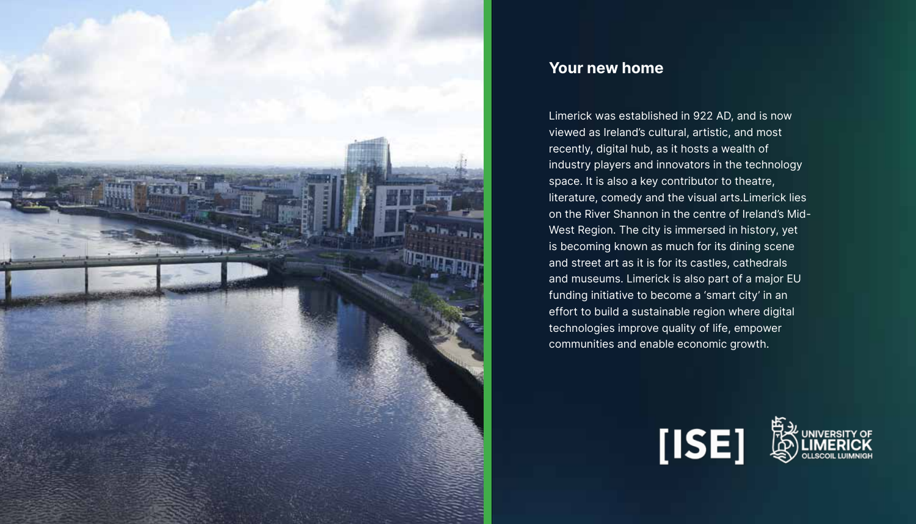## Your new home

Limerick was established in 922 AD, and is now viewed as Ireland's cultural, artistic, and most recently, digital hub, as it hosts a wealth of industry players and innovators in the technology space. It is also a key contributor to theatre, literature, comedy and the visual arts.Limerick lies on the River Shannon in the centre of Ireland's Mid-West Region. The city is immersed in history, yet is becoming known as much for its dining scene and street art as it is for its castles, cathedrals and museums. Limerick is also part of a major EU funding initiative to become a 'smart city' in an effort to build a sustainable region where digital technologies improve quality of life, empower communities and enable economic growth.

[ISE] UNIVERSITY OF LIMERICK OLLSCOIL LUIMNIGH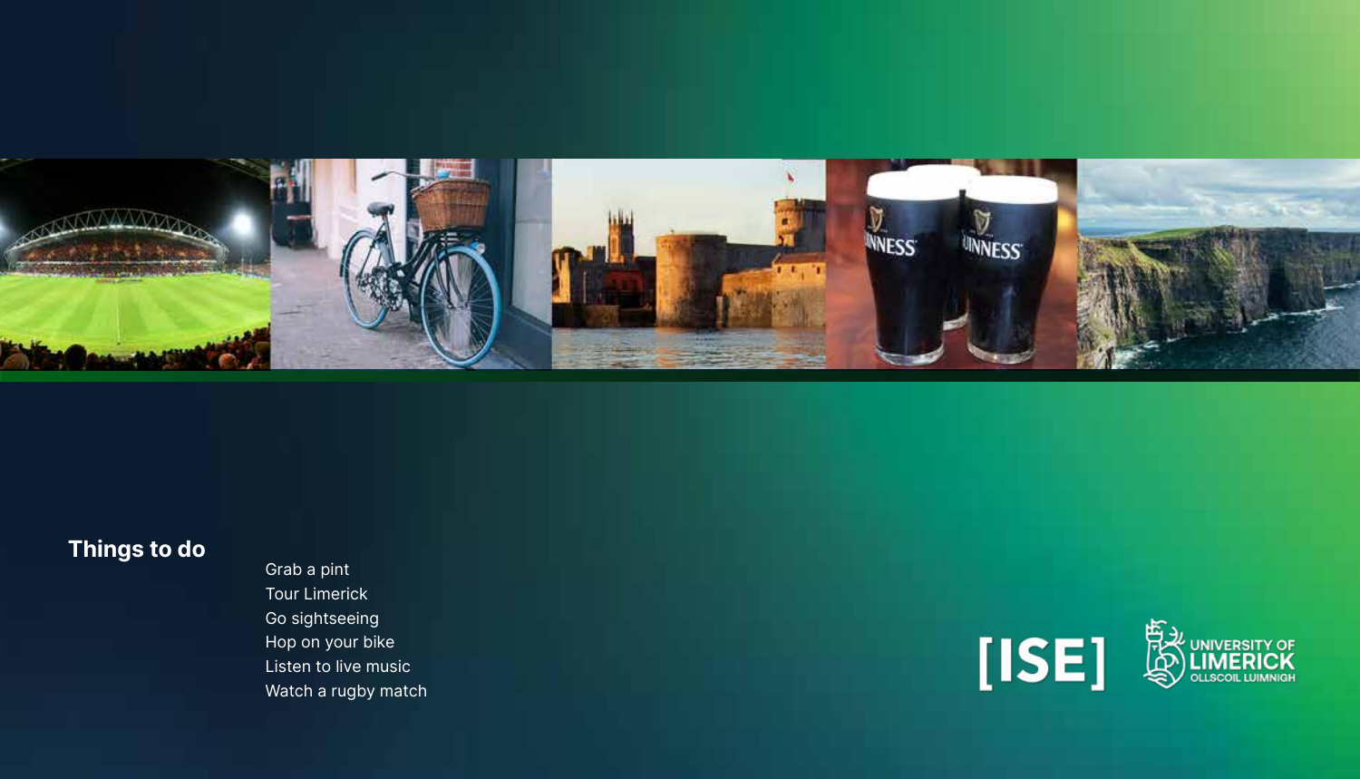## Things to do

- Grab a pint
- Tour Limerick
- Go sightseeing
- Hop on your bike
- Listen to live music
- Watch a rugby match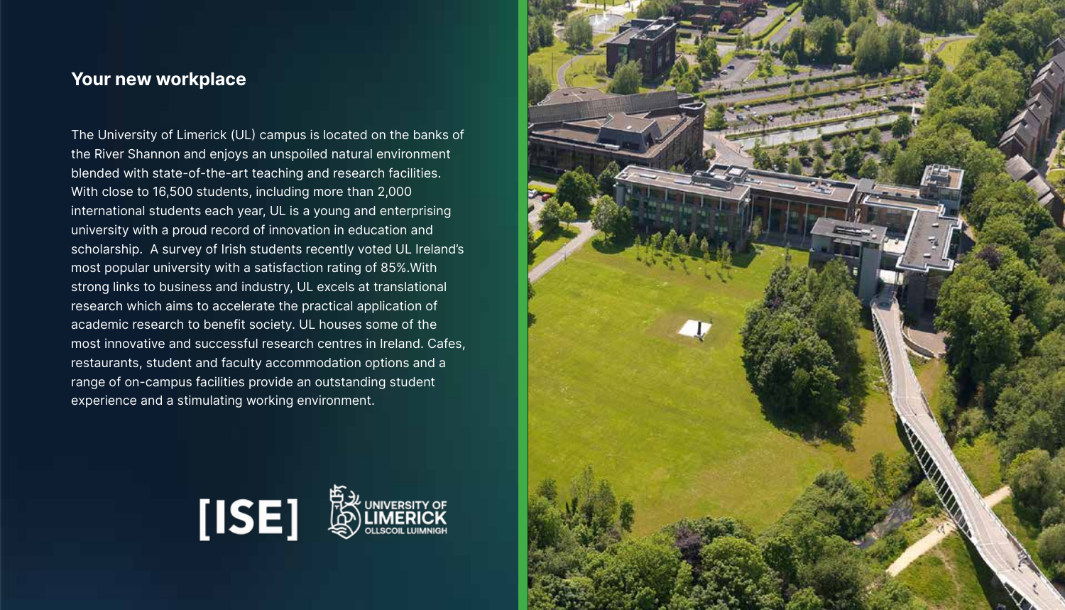## Your new workplace

The University of Limerick (UL) campus is located on the banks of the River Shannon and enjoys an unspoiled natural environment blended with state-of-the-art teaching and research facilities. With close to 16,500 students, including more than 2,000 international students each year, UL is a young and enterprising university with a proud record of innovation in education and scholarship. A survey of Irish students recently voted UL Ireland's most popular university with a satisfaction rating of 85%.With strong links to business and industry, UL excels at translational research which aims to accelerate the practical application of academic research to benefit society. UL houses some of the most innovative and successful research centres in Ireland. Cafes, restaurants, student and faculty accommodation options and a range of on-campus facilities provide an outstanding student experience and a stimulating working environment.

[ISE]

UNIVERSITY OF LIMERICK
OLLSCOIL LUIMNIGH